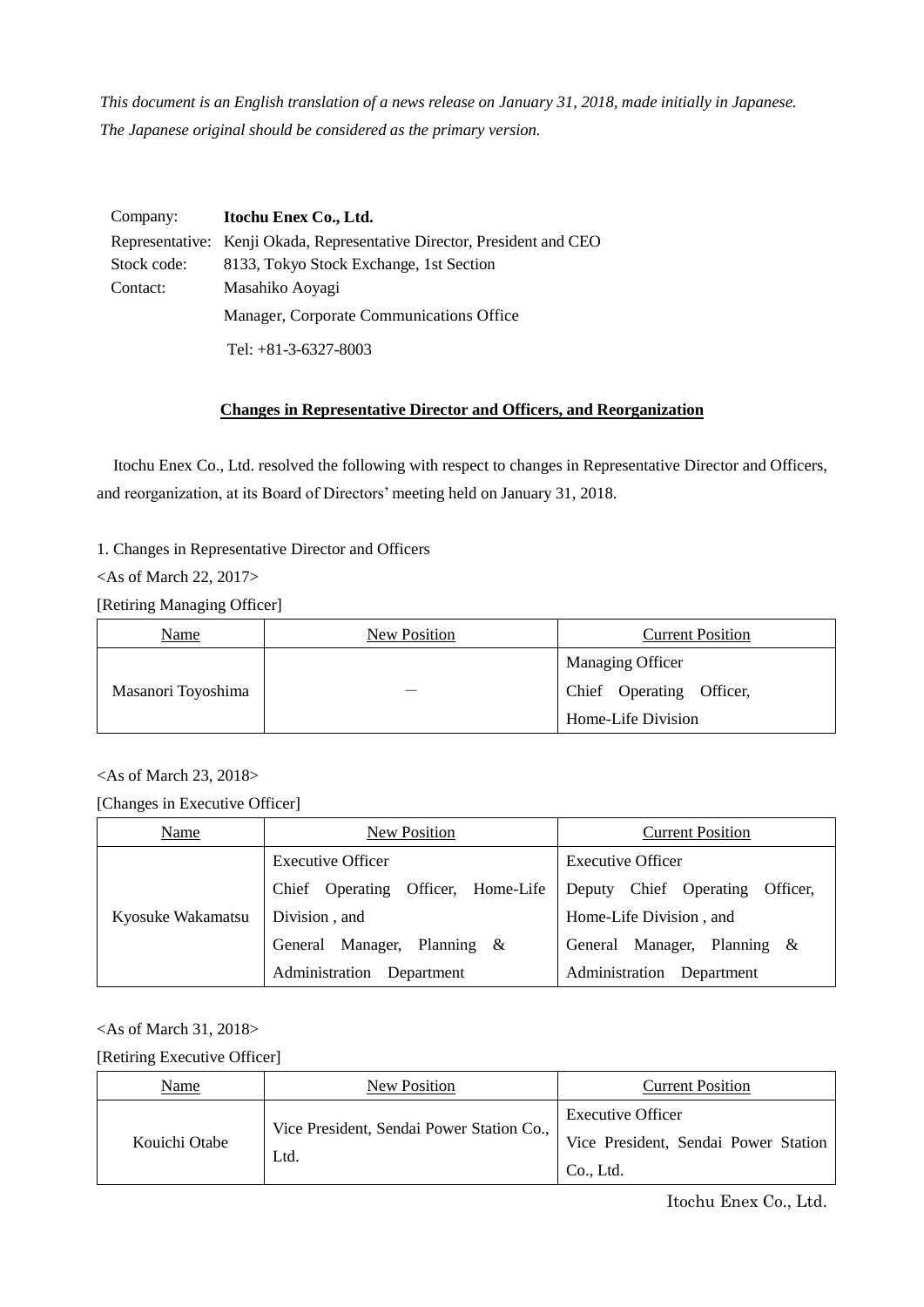*This document is an English translation of a news release on January 31, 2018, made initially in Japanese. The Japanese original should be considered as the primary version.*

Company: **Itochu Enex Co., Ltd.**
Representative: Kenji Okada, Representative Director, President and CEO
Stock code: 8133, Tokyo Stock Exchange, 1st Section
Contact: Masahiko Aoyagi
Manager, Corporate Communications Office
Tel: +81-3-6327-8003

## Changes in Representative Director and Officers, and Reorganization

Itochu Enex Co., Ltd. resolved the following with respect to changes in Representative Director and Officers, and reorganization, at its Board of Directors' meeting held on January 31, 2018.

1. Changes in Representative Director and Officers

<As of March 22, 2017>

[Retiring Managing Officer]

| Name | New Position | Current Position |
| --- | --- | --- |
| Masanori Toyoshima | ― | Managing Officer<br>Chief Operating Officer, Home-Life Division |

<As of March 23, 2018>

[Changes in Executive Officer]

| Name | New Position | Current Position |
| --- | --- | --- |
| Kyosuke Wakamatsu | Executive Officer<br>Chief Operating Officer, Home-Life Division , and<br>General Manager, Planning & Administration Department | Executive Officer<br>Deputy Chief Operating Officer, Home-Life Division , and<br>General Manager, Planning & Administration Department |

<As of March 31, 2018>

[Retiring Executive Officer]

| Name | New Position | Current Position |
| --- | --- | --- |
| Kouichi Otabe | Vice President, Sendai Power Station Co., Ltd. | Executive Officer<br>Vice President, Sendai Power Station Co., Ltd. |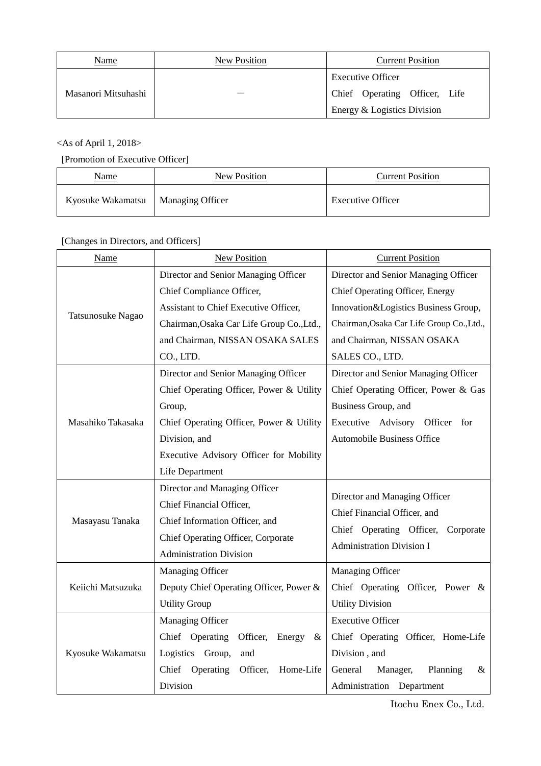| Name | New Position | Current Position |
| --- | --- | --- |
| Masanori Mitsuhashi | — | Executive Officer<br>Chief Operating Officer, Life Energy & Logistics Division |

<As of April 1, 2018>

[Promotion of Executive Officer]

| Name | New Position | Current Position |
| --- | --- | --- |
| Kyosuke Wakamatsu | Managing Officer | Executive Officer |

[Changes in Directors, and Officers]

| Name | New Position | Current Position |
| --- | --- | --- |
| Tatsunosuke Nagao | Director and Senior Managing Officer<br>Chief Compliance Officer,<br>Assistant to Chief Executive Officer,<br>Chairman,Osaka Car Life Group Co.,Ltd.,<br>and Chairman, NISSAN OSAKA SALES CO., LTD. | Director and Senior Managing Officer<br>Chief Operating Officer, Energy Innovation&Logistics Business Group,<br>Chairman,Osaka Car Life Group Co.,Ltd.,<br>and Chairman, NISSAN OSAKA SALES CO., LTD. |
| Masahiko Takasaka | Director and Senior Managing Officer<br>Chief Operating Officer, Power & Utility Group,<br>Chief Operating Officer, Power & Utility Division, and<br>Executive Advisory Officer for Mobility Life Department | Director and Senior Managing Officer<br>Chief Operating Officer, Power & Gas Business Group, and<br>Executive Advisory Officer for Automobile Business Office |
| Masayasu Tanaka | Director and Managing Officer<br>Chief Financial Officer,<br>Chief Information Officer, and<br>Chief Operating Officer, Corporate Administration Division | Director and Managing Officer<br>Chief Financial Officer, and<br>Chief Operating Officer, Corporate Administration Division I |
| Keiichi Matsuzuka | Managing Officer<br>Deputy Chief Operating Officer, Power & Utility Group | Managing Officer<br>Chief Operating Officer, Power & Utility Division |
| Kyosuke Wakamatsu | Managing Officer<br>Chief Operating Officer, Energy & Logistics Group, and<br>Chief Operating Officer, Home-Life Division | Executive Officer<br>Chief Operating Officer, Home-Life Division , and<br>General Manager, Planning & Administration Department |

Itochu Enex Co., Ltd.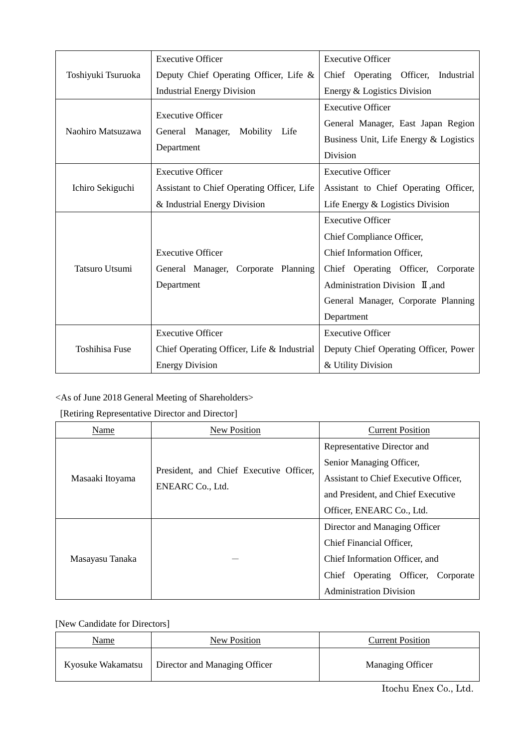| | | |
|---|---|---|
| Toshiyuki Tsuruoka | Executive Officer<br>Deputy Chief Operating Officer, Life & Industrial Energy Division | Executive Officer<br>Chief Operating Officer, Industrial Energy & Logistics Division |
| Naohiro Matsuzawa | Executive Officer<br>General Manager, Mobility Life Department | Executive Officer<br>General Manager, East Japan Region Business Unit, Life Energy & Logistics Division |
| Ichiro Sekiguchi | Executive Officer<br>Assistant to Chief Operating Officer, Life & Industrial Energy Division | Executive Officer<br>Assistant to Chief Operating Officer, Life Energy & Logistics Division |
| Tatsuro Utsumi | Executive Officer<br>General Manager, Corporate Planning Department | Executive Officer<br>Chief Compliance Officer,<br>Chief Information Officer,<br>Chief Operating Officer, Corporate Administration Division Ⅱ,and<br>General Manager, Corporate Planning Department |
| Toshihisa Fuse | Executive Officer<br>Chief Operating Officer, Life & Industrial Energy Division | Executive Officer<br>Deputy Chief Operating Officer, Power & Utility Division |

<As of June 2018 General Meeting of Shareholders>

[Retiring Representative Director and Director]

| Name | New Position | Current Position |
|---|---|---|
| Masaaki Itoyama | President, and Chief Executive Officer, ENEARC Co., Ltd. | Representative Director and<br>Senior Managing Officer,<br>Assistant to Chief Executive Officer,<br>and President, and Chief Executive Officer, ENEARC Co., Ltd. |
| Masayasu Tanaka | ― | Director and Managing Officer<br>Chief Financial Officer,<br>Chief Information Officer, and<br>Chief Operating Officer, Corporate Administration Division |

[New Candidate for Directors]

| Name | New Position | Current Position |
|---|---|---|
| Kyosuke Wakamatsu | Director and Managing Officer | Managing Officer |

Itochu Enex Co., Ltd.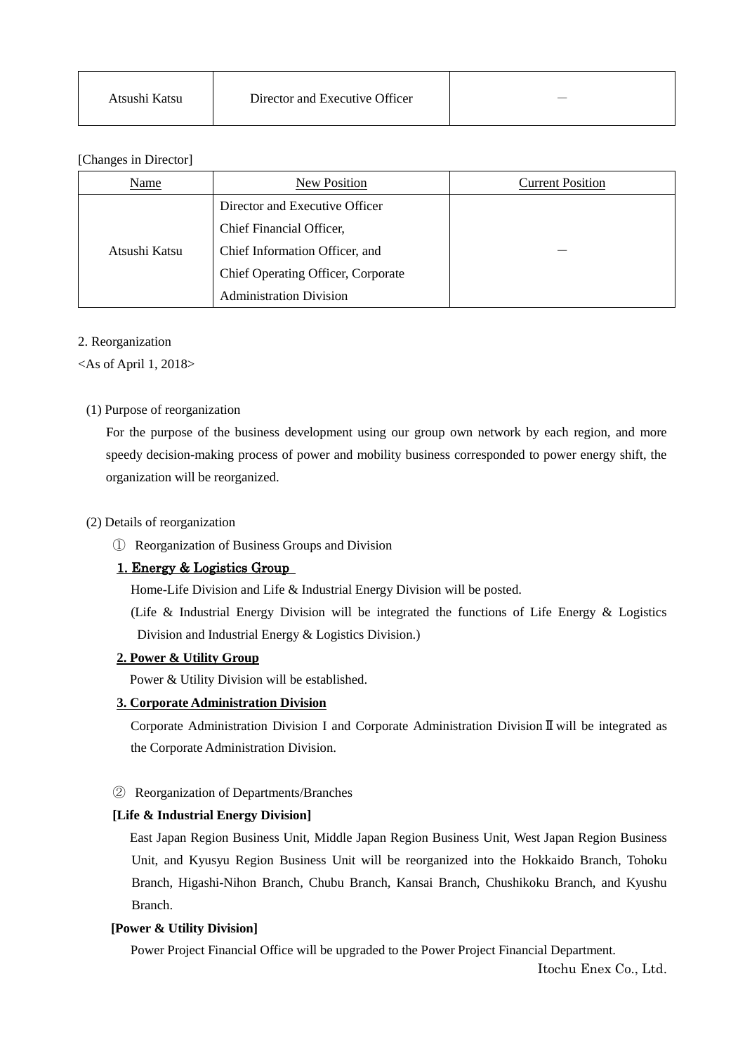| Atsushi Katsu | Director and Executive Officer | — |
|---|---|---|

[Changes in Director]

| Name | New Position | Current Position |
|---|---|---|
| Atsushi Katsu | Director and Executive Officer<br>Chief Financial Officer,<br>Chief Information Officer, and<br>Chief Operating Officer, Corporate Administration Division | — |

2. Reorganization

<As of April 1, 2018>

(1) Purpose of reorganization

For the purpose of the business development using our group own network by each region, and more speedy decision-making process of power and mobility business corresponded to power energy shift, the organization will be reorganized.

(2) Details of reorganization

① Reorganization of Business Groups and Division

**1. Energy & Logistics Group**

Home-Life Division and Life & Industrial Energy Division will be posted.

(Life & Industrial Energy Division will be integrated the functions of Life Energy & Logistics Division and Industrial Energy & Logistics Division.)

**2. Power & Utility Group**

Power & Utility Division will be established.

**3. Corporate Administration Division**

Corporate Administration Division I and Corporate Administration Division Ⅱ will be integrated as the Corporate Administration Division.

② Reorganization of Departments/Branches

**[Life & Industrial Energy Division]**

East Japan Region Business Unit, Middle Japan Region Business Unit, West Japan Region Business Unit, and Kyusyu Region Business Unit will be reorganized into the Hokkaido Branch, Tohoku Branch, Higashi-Nihon Branch, Chubu Branch, Kansai Branch, Chushikoku Branch, and Kyushu Branch.

**[Power & Utility Division]**

Power Project Financial Office will be upgraded to the Power Project Financial Department.

Itochu Enex Co., Ltd.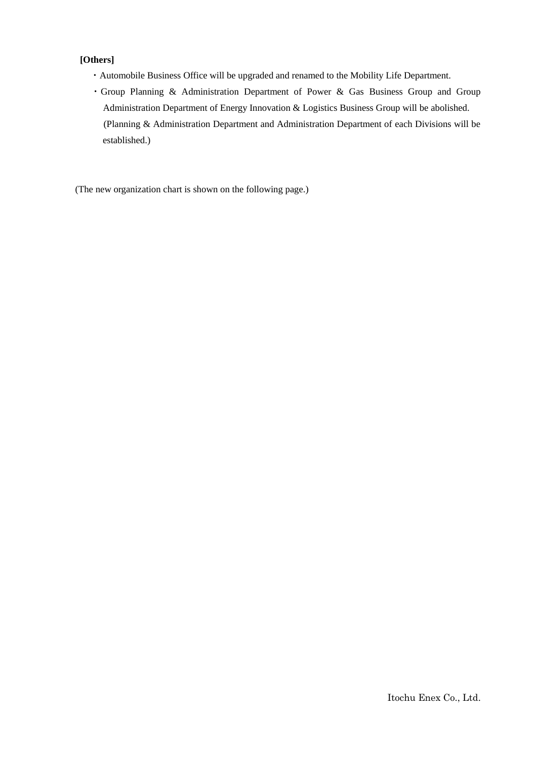**[Others]**

- Automobile Business Office will be upgraded and renamed to the Mobility Life Department.
- Group Planning & Administration Department of Power & Gas Business Group and Group Administration Department of Energy Innovation & Logistics Business Group will be abolished. (Planning & Administration Department and Administration Department of each Divisions will be established.)

(The new organization chart is shown on the following page.)

Itochu Enex Co., Ltd.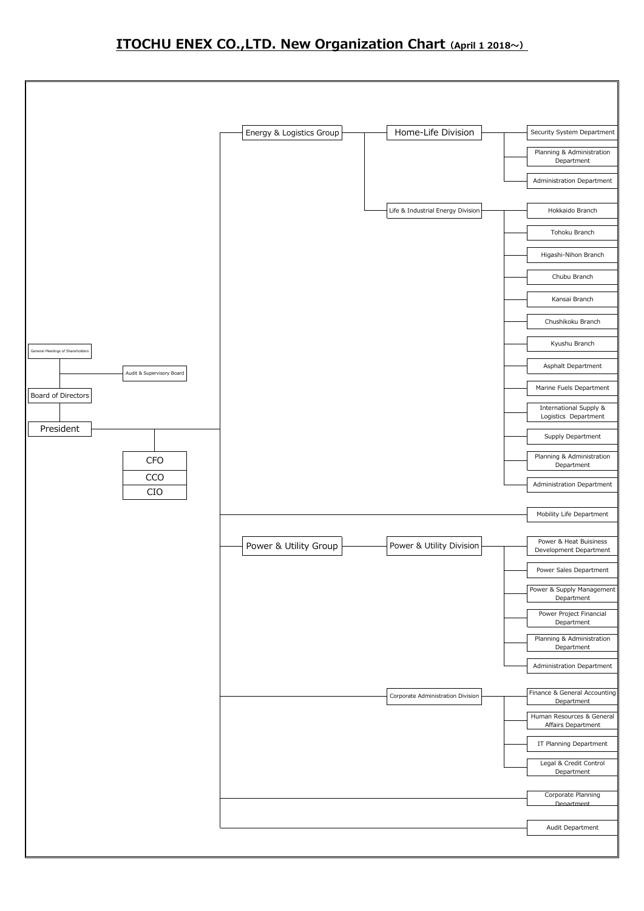# ITOCHU ENEX CO.,LTD. New Organization Chart (April 1 2018～)

- General Meetings of Shareholders
  - Audit & Supervisory Board
- Board of Directors
- President
  - CFO
  - CCO
  - CIO

- Energy & Logistics Group
  - Home-Life Division
    - Security System Department
    - Planning & Administration Department
    - Administration Department
  - Life & Industrial Energy Division
    - Hokkaido Branch
    - Tohoku Branch
    - Higashi-Nihon Branch
    - Chubu Branch
    - Kansai Branch
    - Chushikoku Branch
    - Kyushu Branch
    - Asphalt Department
    - Marine Fuels Department
    - International Supply & Logistics Department
    - Supply Department
    - Planning & Administration Department
    - Administration Department
- Mobility Life Department
- Power & Utility Group
  - Power & Utility Division
    - Power & Heat Buisiness Development Department
    - Power Sales Department
    - Power & Supply Management Department
    - Power Project Financial Department
    - Planning & Administration Department
    - Administration Department
- Corporate Administration Division
  - Finance & General Accounting Department
  - Human Resources & General Affairs Department
  - IT Planning Department
  - Legal & Credit Control Department
- Corporate Planning Department
- Audit Department